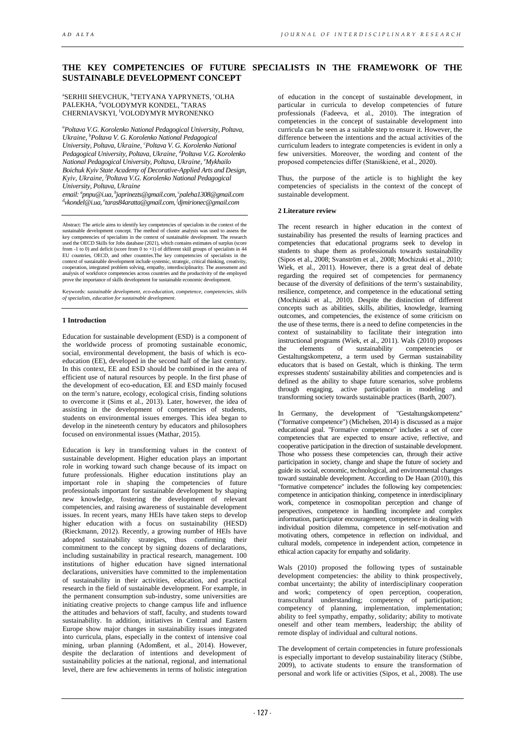# THE KEY COMPETENCIES OF FUTURE SPECIALISTS IN THE FRAMEWORK OF THE SUSTAINABLE DEVELOPMENT CONCEPT

[a]SERHII SHEVCHUK, [b]TETYANA YAPRYNETS, [c]OLHA PALEKHA, [d]VOLODYMYR KONDEL, [e]TARAS CHERNIAVSKYI, [f]VOLODYMYR MYRONENKO

*[a]Poltava V.G. Korolenko National Pedagogical University, Poltava, Ukraine, [b]Poltava V. G. Korolenko National Pedagogical University, Poltava, Ukraine, [c]Poltava V. G. Korolenko National Pedagogical University, Poltava, Ukraine, [d]Poltava V.G. Korolenko National Pedagogical University, Poltava, Ukraine, [e]Mykhailo Boichuk Kyiv State Academy of Decorative-Applied Arts and Design, Kyiv, Ukraine, [f]Poltava V.G. Korolenko National Pedagogical University, Poltava, Ukraine*

*email: [a]pnpu@i.ua, [b]japrinezts@gmail.com, [c]paleha1308@gmail.com [d]vkondel@i.ua, [e]taras84aratta@gmail.com, [f]djmirionec@gmail.com*

Abstract: The article aims to identify key competencies of specialists in the context of the sustainable development concept. The method of cluster analysis was used to assess the key competencies of specialists in the context of sustainable development. The research used the OECD Skills for Jobs database (2021), which contains estimates of surplus (score from -1 to 0) and deficit (score from 0 to +1) of different skill groups of specialists in 44 EU countries, OECD, and other countries.The key competencies of specialists in the context of sustainable development include systemic, strategic, critical thinking, creativity, cooperation, integrated problem solving, empathy, interdisciplinarity. The assessment and analysis of workforce competencies across countries and the productivity of the employed prove the importance of skills development for sustainable economic development.

Keywords: *sustainable development, eco-education, competence, competencies, skills of specialists, education for sustainable development.*

## 1 Introduction

Education for sustainable development (ESD) is a component of the worldwide process of promoting sustainable economic, social, environmental development, the basis of which is eco-education (EE), developed in the second half of the last century. In this context, EE and ESD should be combined in the area of efficient use of natural resources by people. In the first phase of the development of eco-education, EE and ESD mainly focused on the term's nature, ecology, ecological crisis, finding solutions to overcome it (Sims et al., 2013). Later, however, the idea of assisting in the development of competencies of students, students on environmental issues emerges. This idea began to develop in the nineteenth century by educators and philosophers focused on environmental issues (Mathar, 2015).

Education is key in transforming values in the context of sustainable development. Higher education plays an important role in working toward such change because of its impact on future professionals. Higher education institutions play an important role in shaping the competencies of future professionals important for sustainable development by shaping new knowledge, fostering the development of relevant competencies, and raising awareness of sustainable development issues. In recent years, many HEIs have taken steps to develop higher education with a focus on sustainability (HESD) (Rieckmann, 2012). Recently, a growing number of HEIs have adopted sustainability strategies, thus confirming their commitment to the concept by signing dozens of declarations, including sustainability in practical research, management. 100 institutions of higher education have signed international declarations, universities have committed to the implementation of sustainability in their activities, education, and practical research in the field of sustainable development. For example, in the permanent consumption sub-industry, some universities are initiating creative projects to change campus life and influence the attitudes and behaviors of staff, faculty, and students toward sustainability. In addition, initiatives in Central and Eastern Europe show major changes in sustainability issues integrated into curricula, plans, especially in the context of intensive coal mining, urban planning (Adomßent, et al., 2014). However, despite the declaration of intentions and development of sustainability policies at the national, regional, and international level, there are few achievements in terms of holistic integration of education in the concept of sustainable development, in particular in curricula to develop competencies of future professionals (Fadeeva, et al., 2010). The integration of competencies in the concept of sustainable development into curricula can be seen as a suitable step to ensure it. However, the difference between the intentions and the actual activities of the curriculum leaders to integrate competencies is evident in only a few universities. Moreover, the wording and content of the proposed competencies differ (Staniškienė, et al., 2020).

Thus, the purpose of the article is to highlight the key competencies of specialists in the context of the concept of sustainable development.

## 2 Literature review

The recent research in higher education in the context of sustainability has presented the results of learning practices and competencies that educational programs seek to develop in students to shape them as professionals towards sustainability (Sipos et al., 2008; Svanström et al., 2008; Mochizuki et al., 2010; Wiek, et al., 2011). However, there is a great deal of debate regarding the required set of competencies for permanency because of the diversity of definitions of the term's sustainability, resilience, competence, and competence in the educational setting (Mochizuki et al., 2010). Despite the distinction of different concepts such as abilities, skills, abilities, knowledge, learning outcomes, and competencies, the existence of some criticism on the use of these terms, there is a need to define competencies in the context of sustainability to facilitate their integration into instructional programs (Wiek, et al., 2011). Wals (2010) proposes the elements of sustainability competencies or Gestaltungskompetenz, a term used by German sustainability educators that is based on Gestalt, which is thinking. The term expresses students' sustainability abilities and competencies and is defined as the ability to shape future scenarios, solve problems through engaging, active participation in modeling and transforming society towards sustainable practices (Barth, 2007).

In Germany, the development of "Gestaltungskompetenz" ("formative competence") (Michelsen, 2014) is discussed as a major educational goal. "Formative competence" includes a set of core competencies that are expected to ensure active, reflective, and cooperative participation in the direction of sustainable development. Those who possess these competencies can, through their active participation in society, change and shape the future of society and guide its social, economic, technological, and environmental changes toward sustainable development. According to De Haan (2010), this "formative competence" includes the following key competencies: competence in anticipation thinking, competence in interdisciplinary work, competence in cosmopolitan perception and change of perspectives, competence in handling incomplete and complex information, participator encouragement, competence in dealing with individual position dilemma, competence in self-motivation and motivating others, competence in reflection on individual, and cultural models, competence in independent action, competence in ethical action capacity for empathy and solidarity.

Wals (2010) proposed the following types of sustainable development competencies: the ability to think prospectively, combat uncertainty; the ability of interdisciplinary cooperation and work; competency of open perception, cooperation, transcultural understanding; competency of participation; competency of planning, implementation, implementation; ability to feel sympathy, empathy, solidarity; ability to motivate oneself and other team members, leadership; the ability of remote display of individual and cultural notions.

The development of certain competencies in future professionals is especially important to develop sustainability literacy (Stibbe, 2009), to activate students to ensure the transformation of personal and work life or activities (Sipos, et al., 2008). The use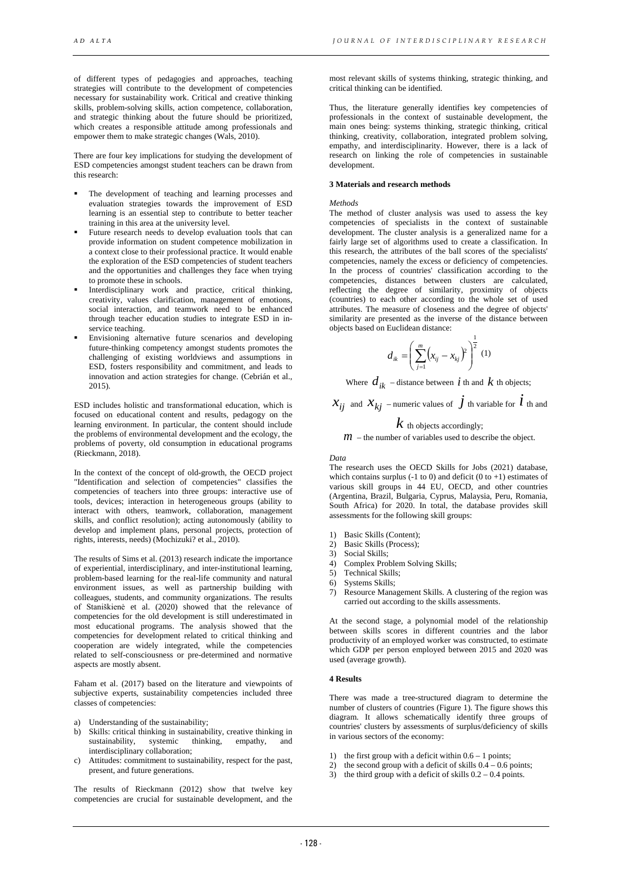of different types of pedagogies and approaches, teaching strategies will contribute to the development of competencies necessary for sustainability work. Critical and creative thinking skills, problem-solving skills, action competence, collaboration, and strategic thinking about the future should be prioritized, which creates a responsible attitude among professionals and empower them to make strategic changes (Wals, 2010).

There are four key implications for studying the development of ESD competencies amongst student teachers can be drawn from this research:

- The development of teaching and learning processes and evaluation strategies towards the improvement of ESD learning is an essential step to contribute to better teacher training in this area at the university level.
- Future research needs to develop evaluation tools that can provide information on student competence mobilization in a context close to their professional practice. It would enable the exploration of the ESD competencies of student teachers and the opportunities and challenges they face when trying to promote these in schools.
- Interdisciplinary work and practice, critical thinking, creativity, values clarification, management of emotions, social interaction, and teamwork need to be enhanced through teacher education studies to integrate ESD in in-service teaching.
- Envisioning alternative future scenarios and developing future-thinking competency amongst students promotes the challenging of existing worldviews and assumptions in ESD, fosters responsibility and commitment, and leads to innovation and action strategies for change. (Cebrián et al., 2015).

ESD includes holistic and transformational education, which is focused on educational content and results, pedagogy on the learning environment. In particular, the content should include the problems of environmental development and the ecology, the problems of poverty, old consumption in educational programs (Rieckmann, 2018).

In the context of the concept of old-growth, the OECD project "Identification and selection of competencies" classifies the competencies of teachers into three groups: interactive use of tools, devices; interaction in heterogeneous groups (ability to interact with others, teamwork, collaboration, management skills, and conflict resolution); acting autonomously (ability to develop and implement plans, personal projects, protection of rights, interests, needs) (Mochizuki? et al., 2010).

The results of Sims et al. (2013) research indicate the importance of experiential, interdisciplinary, and inter-institutional learning, problem-based learning for the real-life community and natural environment issues, as well as partnership building with colleagues, students, and community organizations. The results of Staniškienė et al. (2020) showed that the relevance of competencies for the old development is still underestimated in most educational programs. The analysis showed that the competencies for development related to critical thinking and cooperation are widely integrated, while the competencies related to self-consciousness or pre-determined and normative aspects are mostly absent.

Faham et al. (2017) based on the literature and viewpoints of subjective experts, sustainability competencies included three classes of competencies:

a) Understanding of the sustainability;
b) Skills: critical thinking in sustainability, creative thinking in sustainability, systemic thinking, empathy, and interdisciplinary collaboration;
c) Attitudes: commitment to sustainability, respect for the past, present, and future generations.

The results of Rieckmann (2012) show that twelve key competencies are crucial for sustainable development, and the most relevant skills of systems thinking, strategic thinking, and critical thinking can be identified.

Thus, the literature generally identifies key competencies of professionals in the context of sustainable development, the main ones being: systems thinking, strategic thinking, critical thinking, creativity, collaboration, integrated problem solving, empathy, and interdisciplinarity. However, there is a lack of research on linking the role of competencies in sustainable development.

**3 Materials and research methods**

*Methods*

The method of cluster analysis was used to assess the key competencies of specialists in the context of sustainable development. The cluster analysis is a generalized name for a fairly large set of algorithms used to create a classification. In this research, the attributes of the ball scores of the specialists' competencies, namely the excess or deficiency of competencies. In the process of countries' classification according to the competencies, distances between clusters are calculated, reflecting the degree of similarity, proximity of objects (countries) to each other according to the whole set of used attributes. The measure of closeness and the degree of objects' similarity are presented as the inverse of the distance between objects based on Euclidean distance:

$$d_{ik} = \left( \sum_{j=1}^{m} \left( x_{ij} - x_{kj} \right)^2 \right)^{\frac{1}{2}} \quad (1)$$

Where $d_{ik}$ – distance between $i$ th and $k$ th objects;

$x_{ij}$ and $x_{kj}$ – numeric values of $j$ th variable for $i$ th and $k$ th objects accordingly;

$m$ – the number of variables used to describe the object.

*Data*

The research uses the OECD Skills for Jobs (2021) database, which contains surplus (-1 to 0) and deficit (0 to +1) estimates of various skill groups in 44 EU, OECD, and other countries (Argentina, Brazil, Bulgaria, Cyprus, Malaysia, Peru, Romania, South Africa) for 2020. In total, the database provides skill assessments for the following skill groups:

1) Basic Skills (Content);
2) Basic Skills (Process);
3) Social Skills;
4) Complex Problem Solving Skills;
5) Technical Skills;
6) Systems Skills;
7) Resource Management Skills. A clustering of the region was carried out according to the skills assessments.

At the second stage, a polynomial model of the relationship between skills scores in different countries and the labor productivity of an employed worker was constructed, to estimate which GDP per person employed between 2015 and 2020 was used (average growth).

**4 Results**

There was made a tree-structured diagram to determine the number of clusters of countries (Figure 1). The figure shows this diagram. It allows schematically identify three groups of countries' clusters by assessments of surplus/deficiency of skills in various sectors of the economy:

1) the first group with a deficit within 0.6 – 1 points;
2) the second group with a deficit of skills 0.4 – 0.6 points;
3) the third group with a deficit of skills 0.2 – 0.4 points.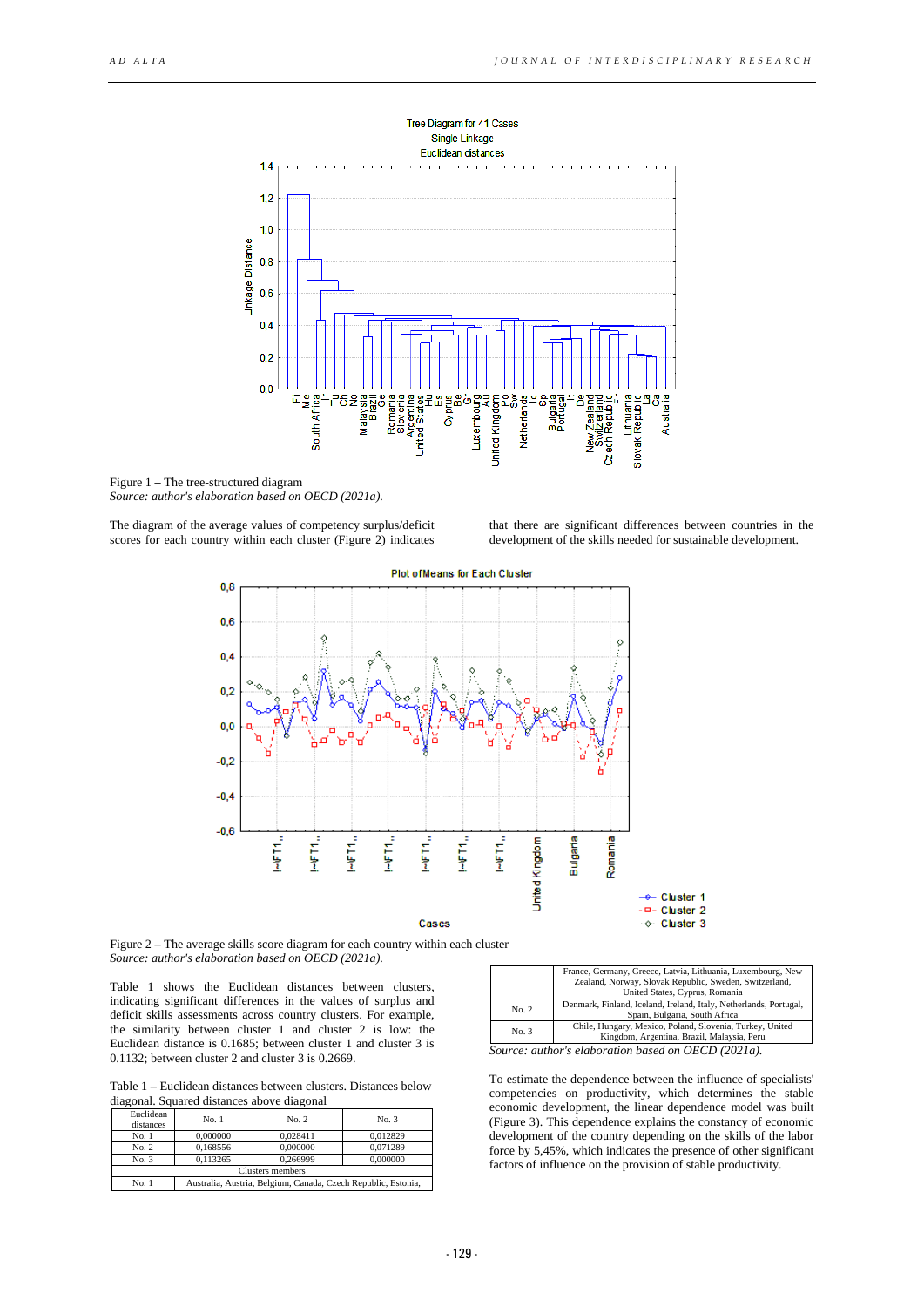Figure 1 – The tree-structured diagram
*Source: author's elaboration based on OECD (2021a).*

The diagram of the average values of competency surplus/deficit scores for each country within each cluster (Figure 2) indicates that there are significant differences between countries in the development of the skills needed for sustainable development.

Figure 2 – The average skills score diagram for each country within each cluster
*Source: author's elaboration based on OECD (2021a).*

Table 1 shows the Euclidean distances between clusters, indicating significant differences in the values of surplus and deficit skills assessments across country clusters. For example, the similarity between cluster 1 and cluster 2 is low: the Euclidean distance is 0.1685; between cluster 1 and cluster 3 is 0.1132; between cluster 2 and cluster 3 is 0.2669.

Table 1 – Euclidean distances between clusters. Distances below diagonal. Squared distances above diagonal

| Euclidean distances | No. 1 | No. 2 | No. 3 |
|---|---|---|---|
| No. 1 | 0,000000 | 0,028411 | 0,012829 |
| No. 2 | 0,168556 | 0,000000 | 0,071289 |
| No. 3 | 0,113265 | 0,266999 | 0,000000 |
| Clusters members | | | |
| No. 1 | Australia, Austria, Belgium, Canada, Czech Republic, Estonia, France, Germany, Greece, Latvia, Lithuania, Luxembourg, New Zealand, Norway, Slovak Republic, Sweden, Switzerland, United States, Cyprus, Romania | | |
| No. 2 | Denmark, Finland, Iceland, Ireland, Italy, Netherlands, Portugal, Spain, Bulgaria, South Africa | | |
| No. 3 | Chile, Hungary, Mexico, Poland, Slovenia, Turkey, United Kingdom, Argentina, Brazil, Malaysia, Peru | | |

*Source: author's elaboration based on OECD (2021a).*

To estimate the dependence between the influence of specialists' competencies on productivity, which determines the stable economic development, the linear dependence model was built (Figure 3). This dependence explains the constancy of economic development of the country depending on the skills of the labor force by 5,45%, which indicates the presence of other significant factors of influence on the provision of stable productivity.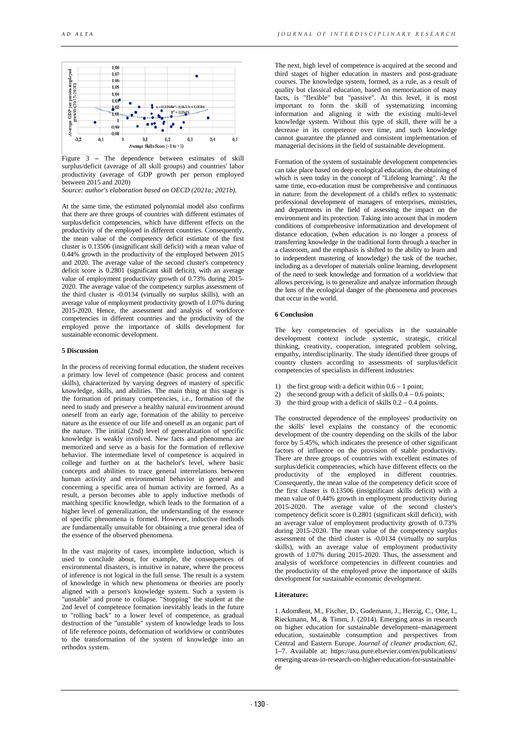Figure 3 – The dependence between estimates of skill surplus/deficit (average of all skill groups) and countries' labor productivity (average of GDP growth per person employed between 2015 and 2020)

*Source: author's elaboration based on OECD (2021a; 2021b).*

At the same time, the estimated polynomial model also confirms that there are three groups of countries with different estimates of surplus/deficit competencies, which have different effects on the productivity of the employed in different countries. Consequently, the mean value of the competency deficit estimate of the first cluster is 0.13506 (insignificant skill deficit) with a mean value of 0.44% growth in the productivity of the employed between 2015 and 2020. The average value of the second cluster's competency deficit score is 0.2801 (significant skill deficit), with an average value of employment productivity growth of 0.73% during 2015-2020. The average value of the competency surplus assessment of the third cluster is -0.0134 (virtually no surplus skills), with an average value of employment productivity growth of 1.07% during 2015-2020. Hence, the assessment and analysis of workforce competencies in different countries and the productivity of the employed prove the importance of skills development for sustainable economic development.

## 5 Discussion

In the process of receiving formal education, the student receives a primary low level of competence (basic process and content skills), characterized by varying degrees of mastery of specific knowledge, skills, and abilities. The main thing at this stage is the formation of primary competencies, i.e., formation of the need to study and preserve a healthy natural environment around oneself from an early age, formation of the ability to perceive nature as the essence of our life and oneself as an organic part of the nature. The initial (2nd) level of generalization of specific knowledge is weakly involved. New facts and phenomena are memorized and serve as a basis for the formation of reflexive behavior. The intermediate level of competence is acquired in college and further on at the bachelor's level, where basic concepts and abilities to trace general interrelations between human activity and environmental behavior in general and concerning a specific area of human activity are formed. As a result, a person becomes able to apply inductive methods of matching specific knowledge, which leads to the formation of a higher level of generalization, the understanding of the essence of specific phenomena is formed. However, inductive methods are fundamentally unsuitable for obtaining a true general idea of the essence of the observed phenomena.

In the vast majority of cases, incomplete induction, which is used to conclude about, for example, the consequences of environmental disasters, is intuitive in nature, where the process of inference is not logical in the full sense. The result is a system of knowledge in which new phenomena or theories are poorly aligned with a person's knowledge system. Such a system is "unstable" and prone to collapse. "Stopping" the student at the 2nd level of competence formation inevitably leads in the future to "rolling back" to a lower level of competence, as gradual destruction of the "unstable" system of knowledge leads to loss of life reference points, deformation of worldview or contributes to the transformation of the system of knowledge into an orthodox system.

The next, high level of competence is acquired at the second and third stages of higher education in masters and post-graduate courses. The knowledge system, formed, as a rule, as a result of quality but classical education, based on memorization of many facts, is "flexible" but "passive". At this level, it is most important to form the skill of systematizing incoming information and aligning it with the existing multi-level knowledge system. Without this type of skill, there will be a decrease in its competence over time, and such knowledge cannot guarantee the planned and consistent implementation of managerial decisions in the field of sustainable development.

Formation of the system of sustainable development competencies can take place based on deep ecological education, the obtaining of which is seen today in the concept of "Lifelong learning". At the same time, eco-education must be comprehensive and continuous in nature: from the development of a child's reflex to systematic professional development of managers of enterprises, ministries, and departments in the field of assessing the impact on the environment and its protection. Taking into account that in modern conditions of comprehensive informatization and development of distance education, (when education is no longer a process of transferring knowledge in the traditional form through a teacher in a classroom, and the emphasis is shifted to the ability to learn and to independent mastering of knowledge) the task of the teacher, including as a developer of materials online learning, development of the need to seek knowledge and formation of a worldview that allows perceiving, is to generalize and analyze information through the lens of the ecological danger of the phenomena and processes that occur in the world.

## 6 Conclusion

The key competencies of specialists in the sustainable development context include systemic, strategic, critical thinking, creativity, cooperation, integrated problem solving, empathy, interdisciplinarity. The study identified three groups of country clusters according to assessments of surplus/deficit competencies of specialists in different industries:

1) the first group with a deficit within 0.6 – 1 point;
2) the second group with a deficit of skills 0.4 – 0.6 points;
3) the third group with a deficit of skills 0.2 – 0.4 points.

The constructed dependence of the employees' productivity on the skills' level explains the constancy of the economic development of the country depending on the skills of the labor force by 5.45%, which indicates the presence of other significant factors of influence on the provision of stable productivity. There are three groups of countries with excellent estimates of surplus/deficit competencies, which have different effects on the productivity of the employed in different countries. Consequently, the mean value of the competency deficit score of the first cluster is 0.13506 (insignificant skills deficit) with a mean value of 0.44% growth in employment productivity during 2015-2020. The average value of the second cluster's competency deficit score is 0.2801 (significant skill deficit), with an average value of employment productivity growth of 0.73% during 2015-2020. The mean value of the competency surplus assessment of the third cluster is -0.0134 (virtually no surplus skills), with an average value of employment productivity growth of 1.07% during 2015-2020. Thus, the assessment and analysis of workforce competencies in different countries and the productivity of the employed prove the importance of skills development for sustainable economic development.

## Literature:

1. Adomßent, M., Fischer, D., Godemann, J., Herzig, C., Otte, I., Rieckmann, M., & Timm, J. (2014). Emerging areas in research on higher education for sustainable development–management education, sustainable consumption and perspectives from Central and Eastern Europe. *Journal of cleaner production, 62*, 1–7. Available at: https://asu.pure.elsevier.com/en/publications/emerging-areas-in-research-on-higher-education-for-sustainable-de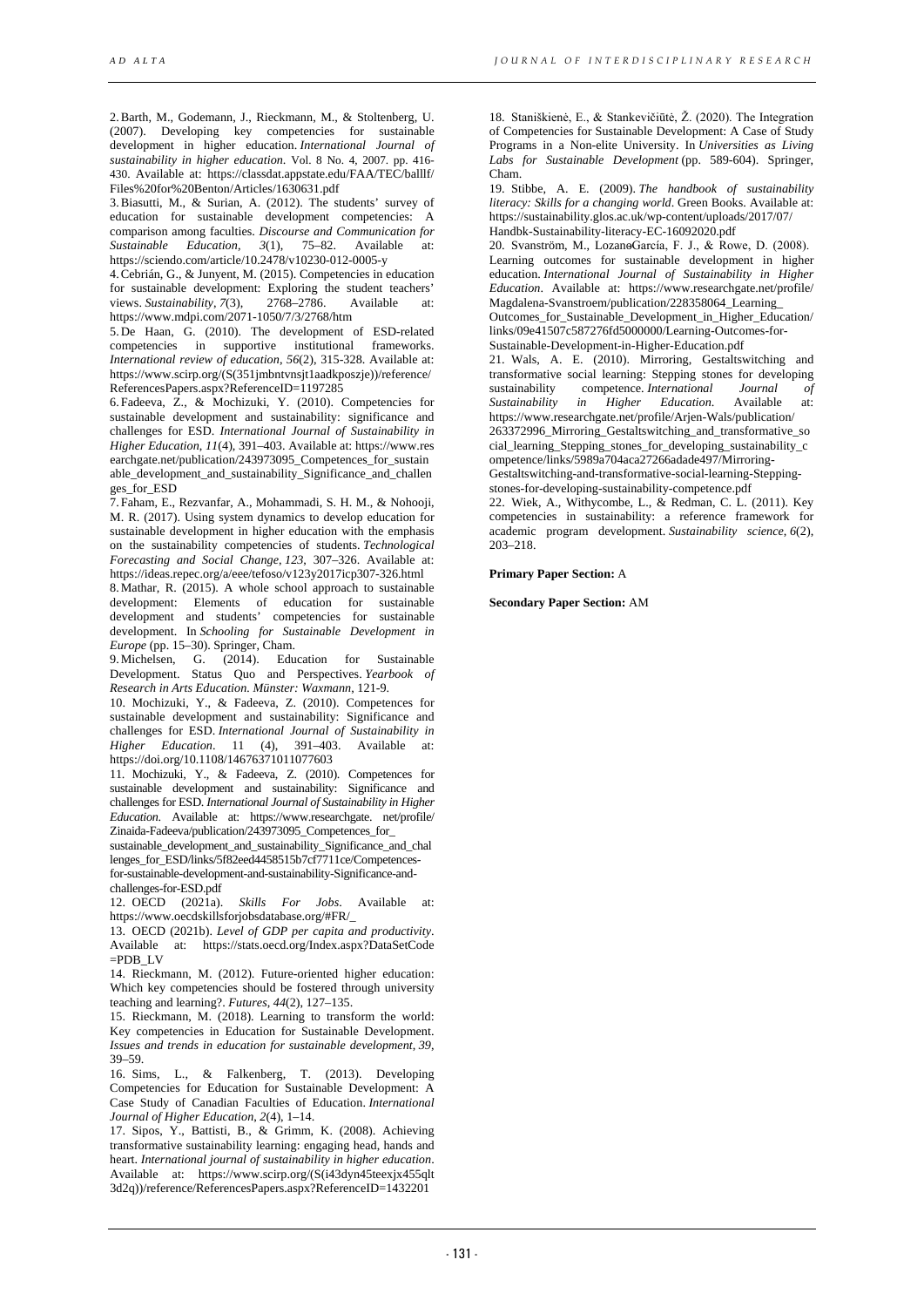2. Barth, M., Godemann, J., Rieckmann, M., & Stoltenberg, U. (2007). Developing key competencies for sustainable development in higher education. *International Journal of sustainability in higher education*. Vol. 8 No. 4, 2007. pp. 416-430. Available at: https://classdat.appstate.edu/FAA/TEC/balllf/Files%20for%20Benton/Articles/1630631.pdf

3. Biasutti, M., & Surian, A. (2012). The students' survey of education for sustainable development competencies: A comparison among faculties. *Discourse and Communication for Sustainable Education*, *3*(1), 75–82. Available at: https://sciendo.com/article/10.2478/v10230-012-0005-y

4. Cebrián, G., & Junyent, M. (2015). Competencies in education for sustainable development: Exploring the student teachers' views. *Sustainability*, *7*(3), 2768–2786. Available at: https://www.mdpi.com/2071-1050/7/3/2768/htm

5. De Haan, G. (2010). The development of ESD-related competencies in supportive institutional frameworks. *International review of education*, *56*(2), 315-328. Available at: https://www.scirp.org/(S(351jmbntvnsjt1aadkposzje))/reference/ReferencesPapers.aspx?ReferenceID=1197285

6. Fadeeva, Z., & Mochizuki, Y. (2010). Competencies for sustainable development and sustainability: significance and challenges for ESD. *International Journal of Sustainability in Higher Education*, *11*(4), 391–403. Available at: https://www.researchgate.net/publication/243973095_Competences_for_sustainable_development_and_sustainability_Significance_and_challenges_for_ESD

7. Faham, E., Rezvanfar, A., Mohammadi, S. H. M., & Nohooji, M. R. (2017). Using system dynamics to develop education for sustainable development in higher education with the emphasis on the sustainability competencies of students. *Technological Forecasting and Social Change*, *123*, 307–326. Available at: https://ideas.repec.org/a/eee/tefoso/v123y2017icp307-326.html

8. Mathar, R. (2015). A whole school approach to sustainable development: Elements of education for sustainable development and students' competencies for sustainable development. In *Schooling for Sustainable Development in Europe* (pp. 15–30). Springer, Cham.

9. Michelsen, G. (2014). Education for Sustainable Development. Status Quo and Perspectives. *Yearbook of Research in Arts Education. Münster: Waxmann*, 121-9.

10. Mochizuki, Y., & Fadeeva, Z. (2010). Competences for sustainable development and sustainability: Significance and challenges for ESD. *International Journal of Sustainability in Higher Education*. 11 (4), 391–403. Available at: https://doi.org/10.1108/14676371011077603

11. Mochizuki, Y., & Fadeeva, Z. (2010). Competences for sustainable development and sustainability: Significance and challenges for ESD. *International Journal of Sustainability in Higher Education*. Available at: https://www.researchgate. net/profile/Zinaida-Fadeeva/publication/243973095_Competences_for_sustainable_development_and_sustainability_Significance_and_challenges_for_ESD/links/5f82eed4458515b7cf7711ce/Competences-for-sustainable-development-and-sustainability-Significance-and-challenges-for-ESD.pdf

12. OECD (2021a). *Skills For Jobs*. Available at: https://www.oecdskillsforjobsdatabase.org/#FR/_

13. OECD (2021b). *Level of GDP per capita and productivity*. Available at: https://stats.oecd.org/Index.aspx?DataSetCode=PDB_LV

14. Rieckmann, M. (2012). Future-oriented higher education: Which key competencies should be fostered through university teaching and learning?. *Futures*, *44*(2), 127–135.

15. Rieckmann, M. (2018). Learning to transform the world: Key competencies in Education for Sustainable Development. *Issues and trends in education for sustainable development*, *39*, 39–59.

16. Sims, L., & Falkenberg, T. (2013). Developing Competencies for Education for Sustainable Development: A Case Study of Canadian Faculties of Education. *International Journal of Higher Education*, *2*(4), 1–14.

17. Sipos, Y., Battisti, B., & Grimm, K. (2008). Achieving transformative sustainability learning: engaging head, hands and heart. *International journal of sustainability in higher education*. Available at: https://www.scirp.org/(S(i43dyn45teexjx455qlt3d2q))/reference/ReferencesPapers.aspx?ReferenceID=1432201

18. Staniškienė, E., & Stankevičiūtė, Ž. (2020). The Integration of Competencies for Sustainable Development: A Case of Study Programs in a Non-elite University. In *Universities as Living Labs for Sustainable Development* (pp. 589-604). Springer, Cham.

19. Stibbe, A. E. (2009). *The handbook of sustainability literacy: Skills for a changing world*. Green Books. Available at: https://sustainability.glos.ac.uk/wp-content/uploads/2017/07/Handbk-Sustainability-literacy-EC-16092020.pdf

20. Svanström, M., Lozano‐García, F. J., & Rowe, D. (2008). Learning outcomes for sustainable development in higher education. *International Journal of Sustainability in Higher Education*. Available at: https://www.researchgate.net/profile/Magdalena-Svanstroem/publication/228358064_Learning_Outcomes_for_Sustainable_Development_in_Higher_Education/links/09e41507c587276fd5000000/Learning-Outcomes-for-Sustainable-Development-in-Higher-Education.pdf

21. Wals, A. E. (2010). Mirroring, Gestaltswitching and transformative social learning: Stepping stones for developing sustainability competence. *International Journal of Sustainability in Higher Education*. Available at: https://www.researchgate.net/profile/Arjen-Wals/publication/263372996_Mirroring_Gestaltswitching_and_transformative_social_learning_Stepping_stones_for_developing_sustainability_competence/links/5989a704aca27266adade497/Mirroring-Gestaltswitching-and-transformative-social-learning-Stepping-stones-for-developing-sustainability-competence.pdf

22. Wiek, A., Withycombe, L., & Redman, C. L. (2011). Key competencies in sustainability: a reference framework for academic program development. *Sustainability science*, *6*(2), 203–218.

**Primary Paper Section:** A

**Secondary Paper Section:** AM